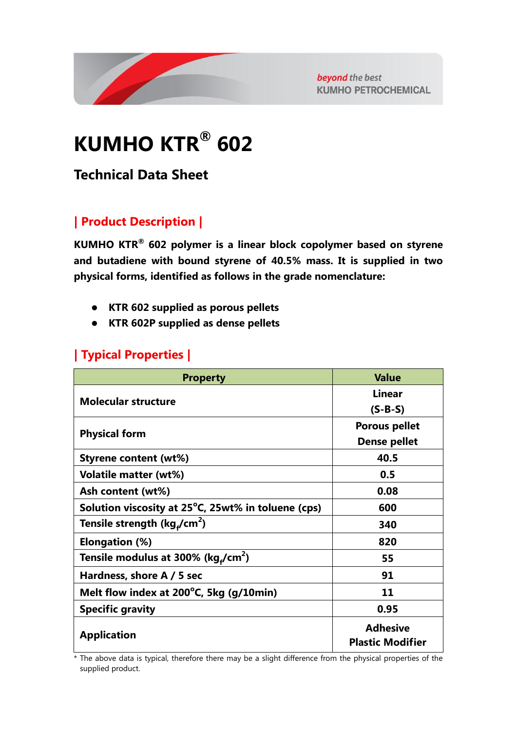# KUMHO KTR® 602

## Technical Data Sheet

## | Product Description |

**KUMHO KTR® 602 polymer is a linear block copolymer based on styrene and butadiene with bound styrene of 40.5% mass. It is supplied in two physical forms, identified as follows in the grade nomenclature:**

- **KTR 602 supplied as porous pellets**
- **KTR 602P supplied as dense pellets**

## | Typical Properties |

| Property | Value |
|---|---|
| Molecular structure | Linear (S-B-S) |
| Physical form | Porous pellet<br>Dense pellet |
| Styrene content (wt%) | 40.5 |
| Volatile matter (wt%) | 0.5 |
| Ash content (wt%) | 0.08 |
| Solution viscosity at 25°C, 25wt% in toluene (cps) | 600 |
| Tensile strength ($kg_f/cm^2$) | 340 |
| Elongation (%) | 820 |
| Tensile modulus at 300% ($kg_f/cm^2$) | 55 |
| Hardness, shore A / 5 sec | 91 |
| Melt flow index at 200°C, 5kg (g/10min) | 11 |
| Specific gravity | 0.95 |
| Application | Adhesive<br>Plastic Modifier |

\* The above data is typical, therefore there may be a slight difference from the physical properties of the supplied product.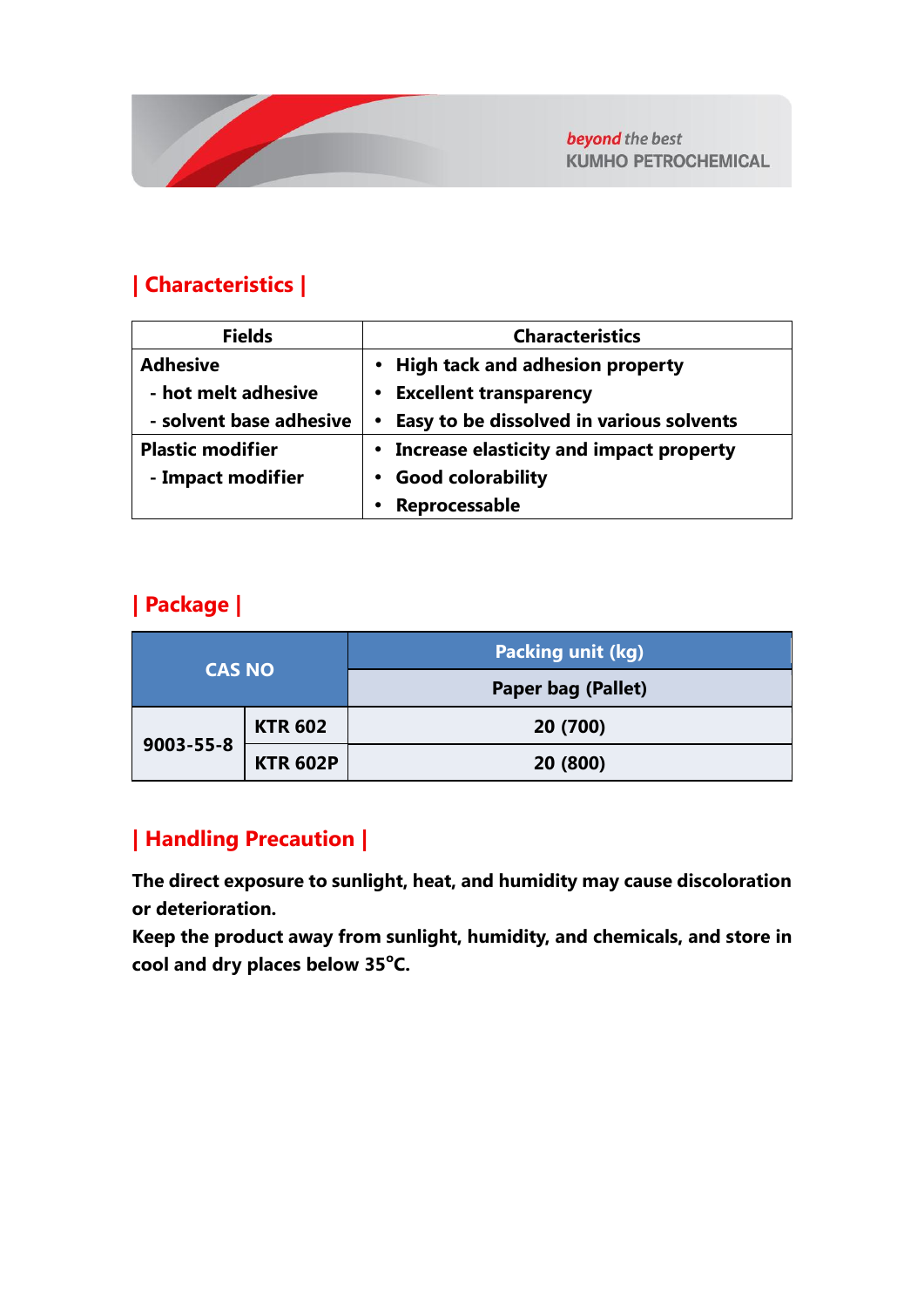## | Characteristics |

| Fields | Characteristics |
|---|---|
| **Adhesive**<br>- hot melt adhesive<br>- solvent base adhesive | • High tack and adhesion property<br>• Excellent transparency<br>• Easy to be dissolved in various solvents |
| **Plastic modifier**<br>- Impact modifier | • Increase elasticity and impact property<br>• Good colorability<br>• Reprocessable |

## | Package |

| CAS NO | | Packing unit (kg) |
|---|---|---|
| | | Paper bag (Pallet) |
| 9003-55-8 | KTR 602 | 20 (700) |
| | KTR 602P | 20 (800) |

## | Handling Precaution |

**The direct exposure to sunlight, heat, and humidity may cause discoloration or deterioration.**
**Keep the product away from sunlight, humidity, and chemicals, and store in cool and dry places below 35°C.**